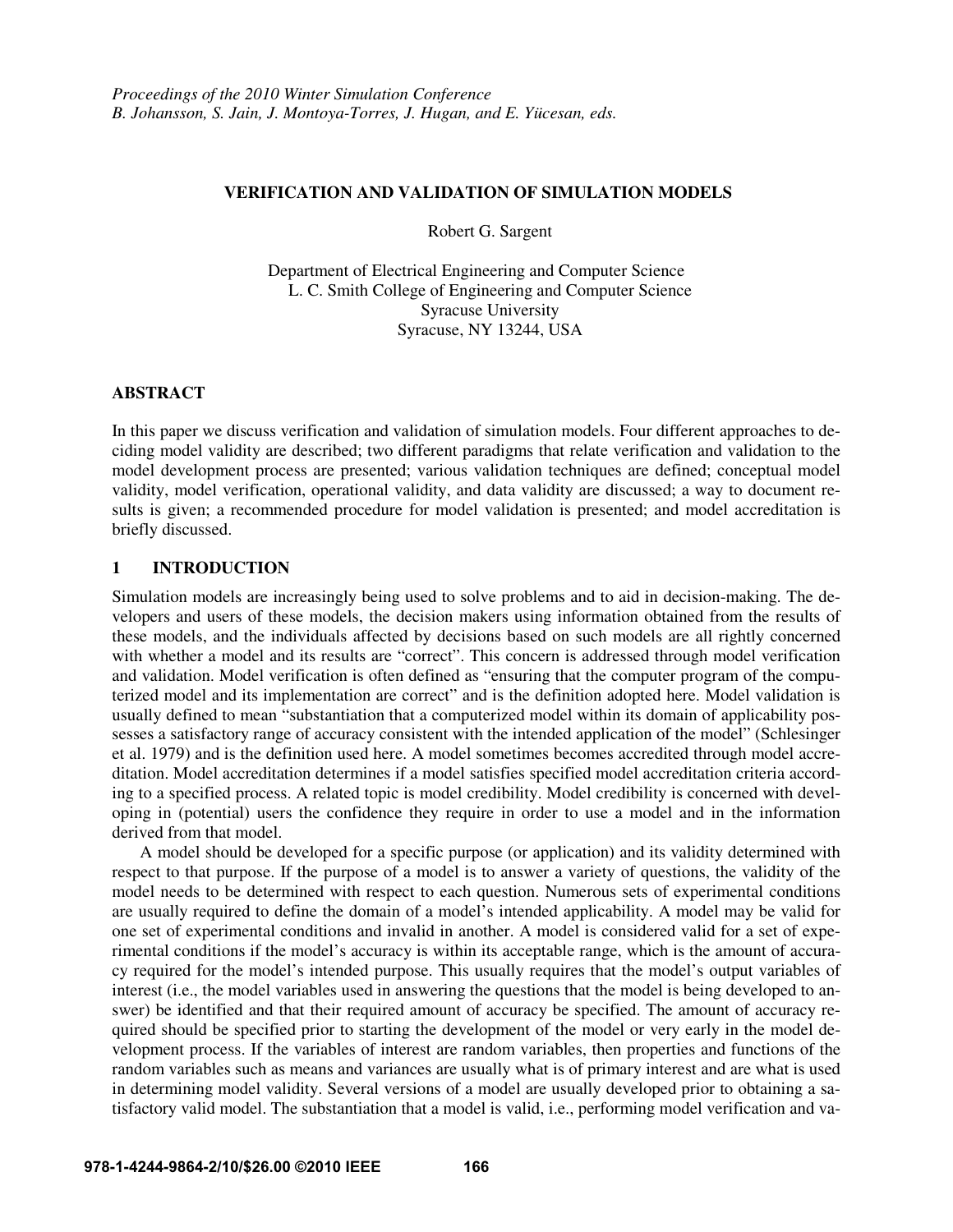*Proceedings of the 2010 Winter Simulation Conference*
*B. Johansson, S. Jain, J. Montoya-Torres, J. Hugan, and E. Yücesan, eds.*

# VERIFICATION AND VALIDATION OF SIMULATION MODELS

Robert G. Sargent

Department of Electrical Engineering and Computer Science
L. C. Smith College of Engineering and Computer Science
Syracuse University
Syracuse, NY 13244, USA

## ABSTRACT

In this paper we discuss verification and validation of simulation models. Four different approaches to deciding model validity are described; two different paradigms that relate verification and validation to the model development process are presented; various validation techniques are defined; conceptual model validity, model verification, operational validity, and data validity are discussed; a way to document results is given; a recommended procedure for model validation is presented; and model accreditation is briefly discussed.

## 1 INTRODUCTION

Simulation models are increasingly being used to solve problems and to aid in decision-making. The developers and users of these models, the decision makers using information obtained from the results of these models, and the individuals affected by decisions based on such models are all rightly concerned with whether a model and its results are "correct". This concern is addressed through model verification and validation. Model verification is often defined as "ensuring that the computer program of the computerized model and its implementation are correct" and is the definition adopted here. Model validation is usually defined to mean "substantiation that a computerized model within its domain of applicability possesses a satisfactory range of accuracy consistent with the intended application of the model" (Schlesinger et al. 1979) and is the definition used here. A model sometimes becomes accredited through model accreditation. Model accreditation determines if a model satisfies specified model accreditation criteria according to a specified process. A related topic is model credibility. Model credibility is concerned with developing in (potential) users the confidence they require in order to use a model and in the information derived from that model.

A model should be developed for a specific purpose (or application) and its validity determined with respect to that purpose. If the purpose of a model is to answer a variety of questions, the validity of the model needs to be determined with respect to each question. Numerous sets of experimental conditions are usually required to define the domain of a model's intended applicability. A model may be valid for one set of experimental conditions and invalid in another. A model is considered valid for a set of experimental conditions if the model's accuracy is within its acceptable range, which is the amount of accuracy required for the model's intended purpose. This usually requires that the model's output variables of interest (i.e., the model variables used in answering the questions that the model is being developed to answer) be identified and that their required amount of accuracy be specified. The amount of accuracy required should be specified prior to starting the development of the model or very early in the model development process. If the variables of interest are random variables, then properties and functions of the random variables such as means and variances are usually what is of primary interest and are what is used in determining model validity. Several versions of a model are usually developed prior to obtaining a satisfactory valid model. The substantiation that a model is valid, i.e., performing model verification and va-

978-1-4244-9864-2/10/$26.00 ©2010 IEEE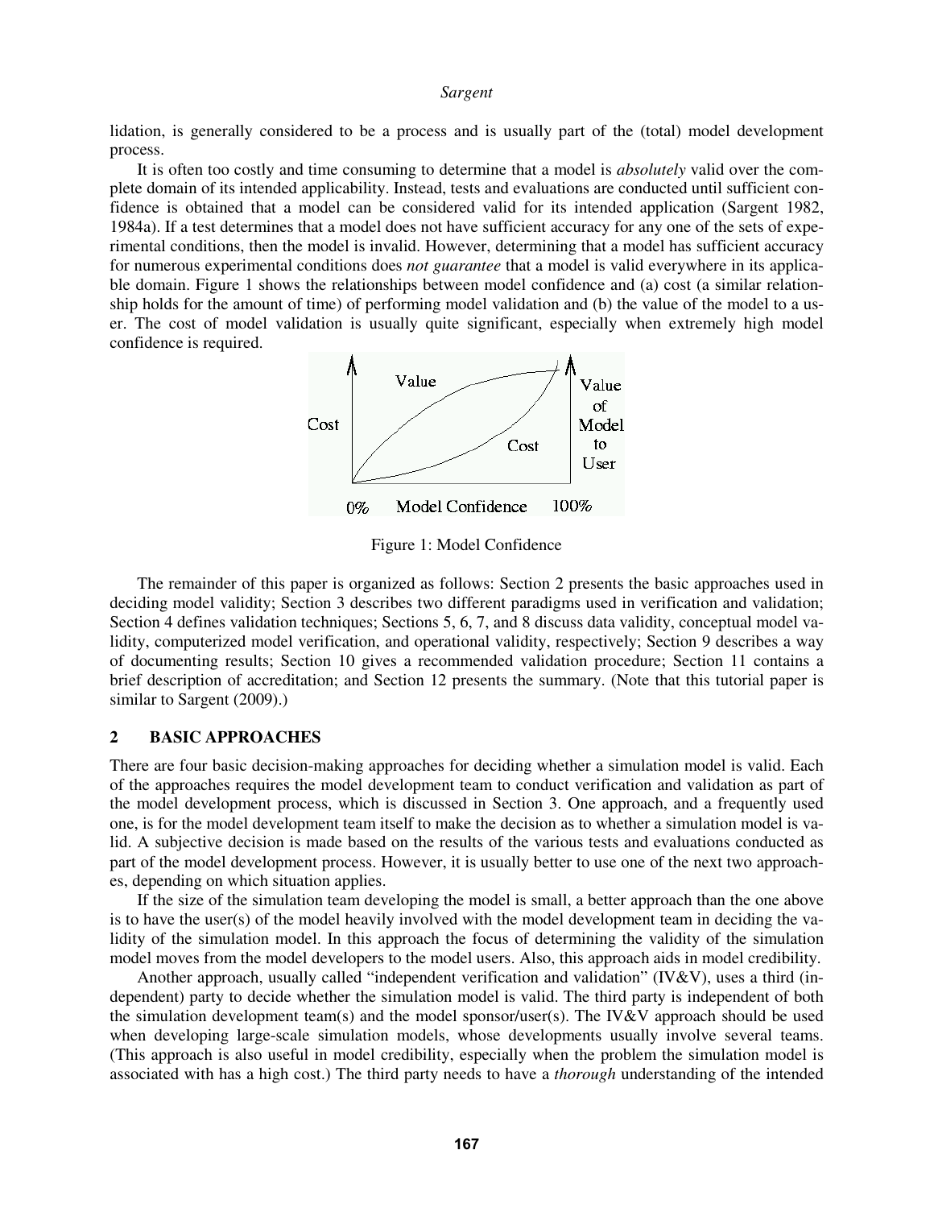lidation, is generally considered to be a process and is usually part of the (total) model development process.

It is often too costly and time consuming to determine that a model is *absolutely* valid over the complete domain of its intended applicability. Instead, tests and evaluations are conducted until sufficient confidence is obtained that a model can be considered valid for its intended application (Sargent 1982, 1984a). If a test determines that a model does not have sufficient accuracy for any one of the sets of experimental conditions, then the model is invalid. However, determining that a model has sufficient accuracy for numerous experimental conditions does *not guarantee* that a model is valid everywhere in its applicable domain. Figure 1 shows the relationships between model confidence and (a) cost (a similar relationship holds for the amount of time) of performing model validation and (b) the value of the model to a user. The cost of model validation is usually quite significant, especially when extremely high model confidence is required.

Figure 1: Model Confidence

The remainder of this paper is organized as follows: Section 2 presents the basic approaches used in deciding model validity; Section 3 describes two different paradigms used in verification and validation; Section 4 defines validation techniques; Sections 5, 6, 7, and 8 discuss data validity, conceptual model validity, computerized model verification, and operational validity, respectively; Section 9 describes a way of documenting results; Section 10 gives a recommended validation procedure; Section 11 contains a brief description of accreditation; and Section 12 presents the summary. (Note that this tutorial paper is similar to Sargent (2009).)

## 2 BASIC APPROACHES

There are four basic decision-making approaches for deciding whether a simulation model is valid. Each of the approaches requires the model development team to conduct verification and validation as part of the model development process, which is discussed in Section 3. One approach, and a frequently used one, is for the model development team itself to make the decision as to whether a simulation model is valid. A subjective decision is made based on the results of the various tests and evaluations conducted as part of the model development process. However, it is usually better to use one of the next two approaches, depending on which situation applies.

If the size of the simulation team developing the model is small, a better approach than the one above is to have the user(s) of the model heavily involved with the model development team in deciding the validity of the simulation model. In this approach the focus of determining the validity of the simulation model moves from the model developers to the model users. Also, this approach aids in model credibility.

Another approach, usually called "independent verification and validation" (IV&V), uses a third (independent) party to decide whether the simulation model is valid. The third party is independent of both the simulation development team(s) and the model sponsor/user(s). The IV&V approach should be used when developing large-scale simulation models, whose developments usually involve several teams. (This approach is also useful in model credibility, especially when the problem the simulation model is associated with has a high cost.) The third party needs to have a *thorough* understanding of the intended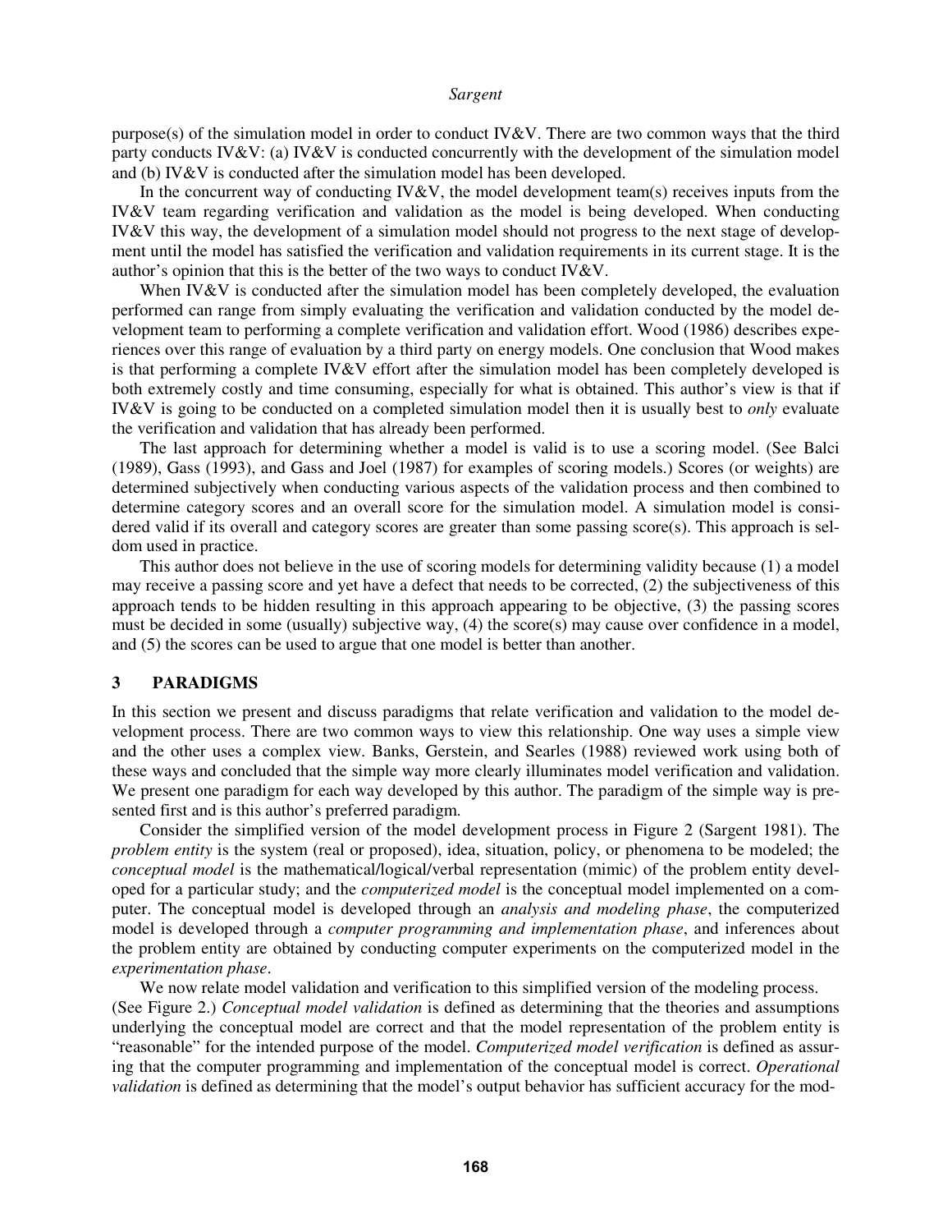purpose(s) of the simulation model in order to conduct IV&V. There are two common ways that the third party conducts IV&V: (a) IV&V is conducted concurrently with the development of the simulation model and (b) IV&V is conducted after the simulation model has been developed.

In the concurrent way of conducting IV&V, the model development team(s) receives inputs from the IV&V team regarding verification and validation as the model is being developed. When conducting IV&V this way, the development of a simulation model should not progress to the next stage of development until the model has satisfied the verification and validation requirements in its current stage. It is the author's opinion that this is the better of the two ways to conduct IV&V.

When IV&V is conducted after the simulation model has been completely developed, the evaluation performed can range from simply evaluating the verification and validation conducted by the model development team to performing a complete verification and validation effort. Wood (1986) describes experiences over this range of evaluation by a third party on energy models. One conclusion that Wood makes is that performing a complete IV&V effort after the simulation model has been completely developed is both extremely costly and time consuming, especially for what is obtained. This author's view is that if IV&V is going to be conducted on a completed simulation model then it is usually best to *only* evaluate the verification and validation that has already been performed.

The last approach for determining whether a model is valid is to use a scoring model. (See Balci (1989), Gass (1993), and Gass and Joel (1987) for examples of scoring models.) Scores (or weights) are determined subjectively when conducting various aspects of the validation process and then combined to determine category scores and an overall score for the simulation model. A simulation model is considered valid if its overall and category scores are greater than some passing score(s). This approach is seldom used in practice.

This author does not believe in the use of scoring models for determining validity because (1) a model may receive a passing score and yet have a defect that needs to be corrected, (2) the subjectiveness of this approach tends to be hidden resulting in this approach appearing to be objective, (3) the passing scores must be decided in some (usually) subjective way, (4) the score(s) may cause over confidence in a model, and (5) the scores can be used to argue that one model is better than another.

## 3 PARADIGMS

In this section we present and discuss paradigms that relate verification and validation to the model development process. There are two common ways to view this relationship. One way uses a simple view and the other uses a complex view. Banks, Gerstein, and Searles (1988) reviewed work using both of these ways and concluded that the simple way more clearly illuminates model verification and validation. We present one paradigm for each way developed by this author. The paradigm of the simple way is presented first and is this author's preferred paradigm.

Consider the simplified version of the model development process in Figure 2 (Sargent 1981). The *problem entity* is the system (real or proposed), idea, situation, policy, or phenomena to be modeled; the *conceptual model* is the mathematical/logical/verbal representation (mimic) of the problem entity developed for a particular study; and the *computerized model* is the conceptual model implemented on a computer. The conceptual model is developed through an *analysis and modeling phase*, the computerized model is developed through a *computer programming and implementation phase*, and inferences about the problem entity are obtained by conducting computer experiments on the computerized model in the *experimentation phase*.

We now relate model validation and verification to this simplified version of the modeling process. (See Figure 2.) *Conceptual model validation* is defined as determining that the theories and assumptions underlying the conceptual model are correct and that the model representation of the problem entity is "reasonable" for the intended purpose of the model. *Computerized model verification* is defined as assuring that the computer programming and implementation of the conceptual model is correct. *Operational validation* is defined as determining that the model's output behavior has sufficient accuracy for the mod-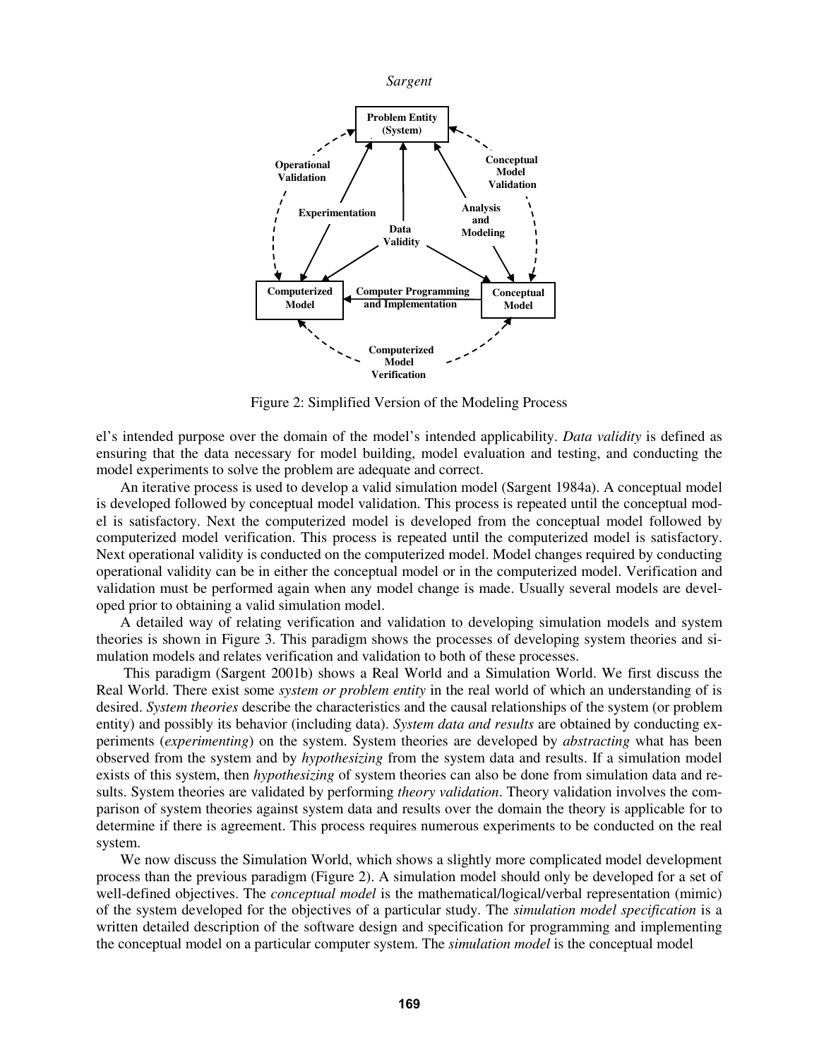Problem Entity (System)

Operational Validation

Conceptual Model Validation

Experimentation

Analysis and Modeling

Data Validity

Computerized Model

Computer Programming and Implementation

Conceptual Model

Computerized Model Verification

Figure 2: Simplified Version of the Modeling Process

el's intended purpose over the domain of the model's intended applicability. *Data validity* is defined as ensuring that the data necessary for model building, model evaluation and testing, and conducting the model experiments to solve the problem are adequate and correct.

An iterative process is used to develop a valid simulation model (Sargent 1984a). A conceptual model is developed followed by conceptual model validation. This process is repeated until the conceptual model is satisfactory. Next the computerized model is developed from the conceptual model followed by computerized model verification. This process is repeated until the computerized model is satisfactory. Next operational validity is conducted on the computerized model. Model changes required by conducting operational validity can be in either the conceptual model or in the computerized model. Verification and validation must be performed again when any model change is made. Usually several models are developed prior to obtaining a valid simulation model.

A detailed way of relating verification and validation to developing simulation models and system theories is shown in Figure 3. This paradigm shows the processes of developing system theories and simulation models and relates verification and validation to both of these processes.

This paradigm (Sargent 2001b) shows a Real World and a Simulation World. We first discuss the Real World. There exist some *system or problem entity* in the real world of which an understanding of is desired. *System theories* describe the characteristics and the causal relationships of the system (or problem entity) and possibly its behavior (including data). *System data and results* are obtained by conducting experiments (*experimenting*) on the system. System theories are developed by *abstracting* what has been observed from the system and by *hypothesizing* from the system data and results. If a simulation model exists of this system, then *hypothesizing* of system theories can also be done from simulation data and results. System theories are validated by performing *theory validation*. Theory validation involves the comparison of system theories against system data and results over the domain the theory is applicable for to determine if there is agreement. This process requires numerous experiments to be conducted on the real system.

We now discuss the Simulation World, which shows a slightly more complicated model development process than the previous paradigm (Figure 2). A simulation model should only be developed for a set of well-defined objectives. The *conceptual model* is the mathematical/logical/verbal representation (mimic) of the system developed for the objectives of a particular study. The *simulation model specification* is a written detailed description of the software design and specification for programming and implementing the conceptual model on a particular computer system. The *simulation model* is the conceptual model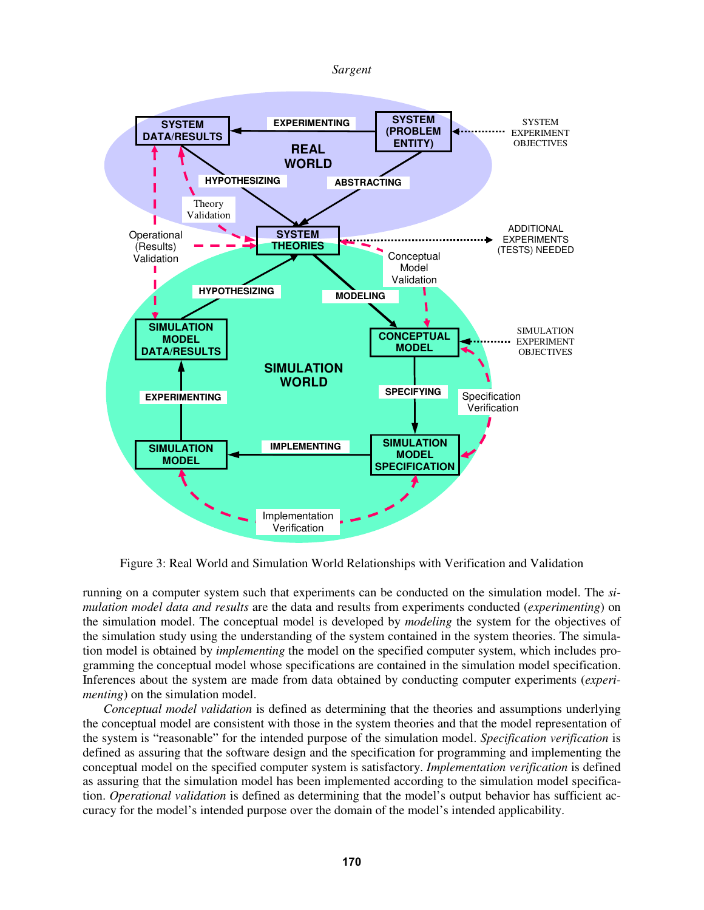Figure 3: Real World and Simulation World Relationships with Verification and Validation

running on a computer system such that experiments can be conducted on the simulation model. The *simulation model data and results* are the data and results from experiments conducted (*experimenting*) on the simulation model. The conceptual model is developed by *modeling* the system for the objectives of the simulation study using the understanding of the system contained in the system theories. The simulation model is obtained by *implementing* the model on the specified computer system, which includes programming the conceptual model whose specifications are contained in the simulation model specification. Inferences about the system are made from data obtained by conducting computer experiments (*experimenting*) on the simulation model.

*Conceptual model validation* is defined as determining that the theories and assumptions underlying the conceptual model are consistent with those in the system theories and that the model representation of the system is "reasonable" for the intended purpose of the simulation model. *Specification verification* is defined as assuring that the software design and the specification for programming and implementing the conceptual model on the specified computer system is satisfactory. *Implementation verification* is defined as assuring that the simulation model has been implemented according to the simulation model specification. *Operational validation* is defined as determining that the model's output behavior has sufficient accuracy for the model's intended purpose over the domain of the model's intended applicability.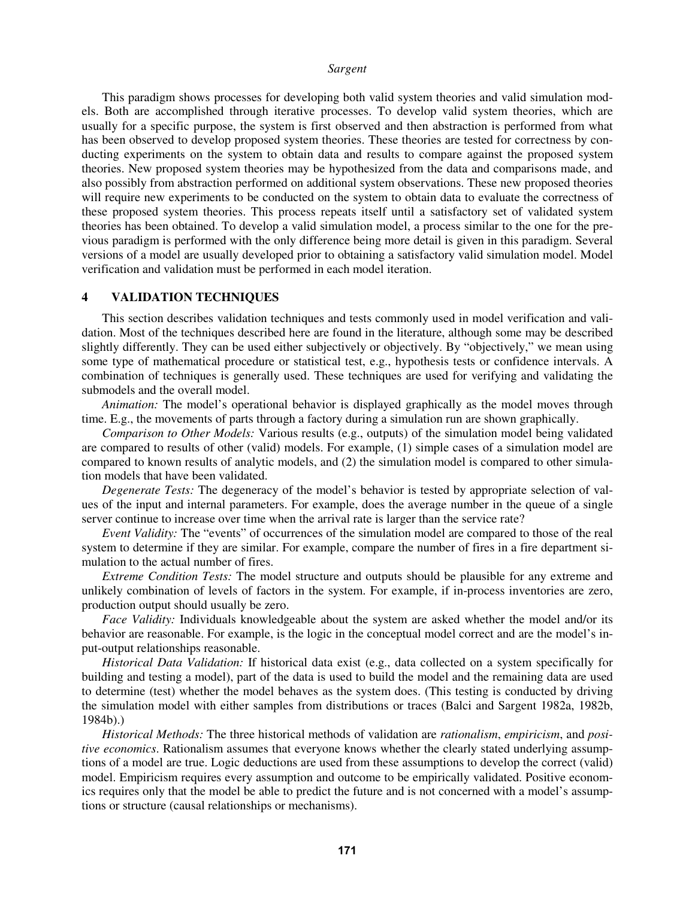This paradigm shows processes for developing both valid system theories and valid simulation models. Both are accomplished through iterative processes. To develop valid system theories, which are usually for a specific purpose, the system is first observed and then abstraction is performed from what has been observed to develop proposed system theories. These theories are tested for correctness by conducting experiments on the system to obtain data and results to compare against the proposed system theories. New proposed system theories may be hypothesized from the data and comparisons made, and also possibly from abstraction performed on additional system observations. These new proposed theories will require new experiments to be conducted on the system to obtain data to evaluate the correctness of these proposed system theories. This process repeats itself until a satisfactory set of validated system theories has been obtained. To develop a valid simulation model, a process similar to the one for the previous paradigm is performed with the only difference being more detail is given in this paradigm. Several versions of a model are usually developed prior to obtaining a satisfactory valid simulation model. Model verification and validation must be performed in each model iteration.

## 4 VALIDATION TECHNIQUES

This section describes validation techniques and tests commonly used in model verification and validation. Most of the techniques described here are found in the literature, although some may be described slightly differently. They can be used either subjectively or objectively. By "objectively," we mean using some type of mathematical procedure or statistical test, e.g., hypothesis tests or confidence intervals. A combination of techniques is generally used. These techniques are used for verifying and validating the submodels and the overall model.

*Animation:* The model's operational behavior is displayed graphically as the model moves through time. E.g., the movements of parts through a factory during a simulation run are shown graphically.

*Comparison to Other Models:* Various results (e.g., outputs) of the simulation model being validated are compared to results of other (valid) models. For example, (1) simple cases of a simulation model are compared to known results of analytic models, and (2) the simulation model is compared to other simulation models that have been validated.

*Degenerate Tests:* The degeneracy of the model's behavior is tested by appropriate selection of values of the input and internal parameters. For example, does the average number in the queue of a single server continue to increase over time when the arrival rate is larger than the service rate?

*Event Validity:* The "events" of occurrences of the simulation model are compared to those of the real system to determine if they are similar. For example, compare the number of fires in a fire department simulation to the actual number of fires.

*Extreme Condition Tests:* The model structure and outputs should be plausible for any extreme and unlikely combination of levels of factors in the system. For example, if in-process inventories are zero, production output should usually be zero.

*Face Validity:* Individuals knowledgeable about the system are asked whether the model and/or its behavior are reasonable. For example, is the logic in the conceptual model correct and are the model's input-output relationships reasonable.

*Historical Data Validation:* If historical data exist (e.g., data collected on a system specifically for building and testing a model), part of the data is used to build the model and the remaining data are used to determine (test) whether the model behaves as the system does. (This testing is conducted by driving the simulation model with either samples from distributions or traces (Balci and Sargent 1982a, 1982b, 1984b).)

*Historical Methods:* The three historical methods of validation are *rationalism*, *empiricism*, and *positive economics*. Rationalism assumes that everyone knows whether the clearly stated underlying assumptions of a model are true. Logic deductions are used from these assumptions to develop the correct (valid) model. Empiricism requires every assumption and outcome to be empirically validated. Positive economics requires only that the model be able to predict the future and is not concerned with a model's assumptions or structure (causal relationships or mechanisms).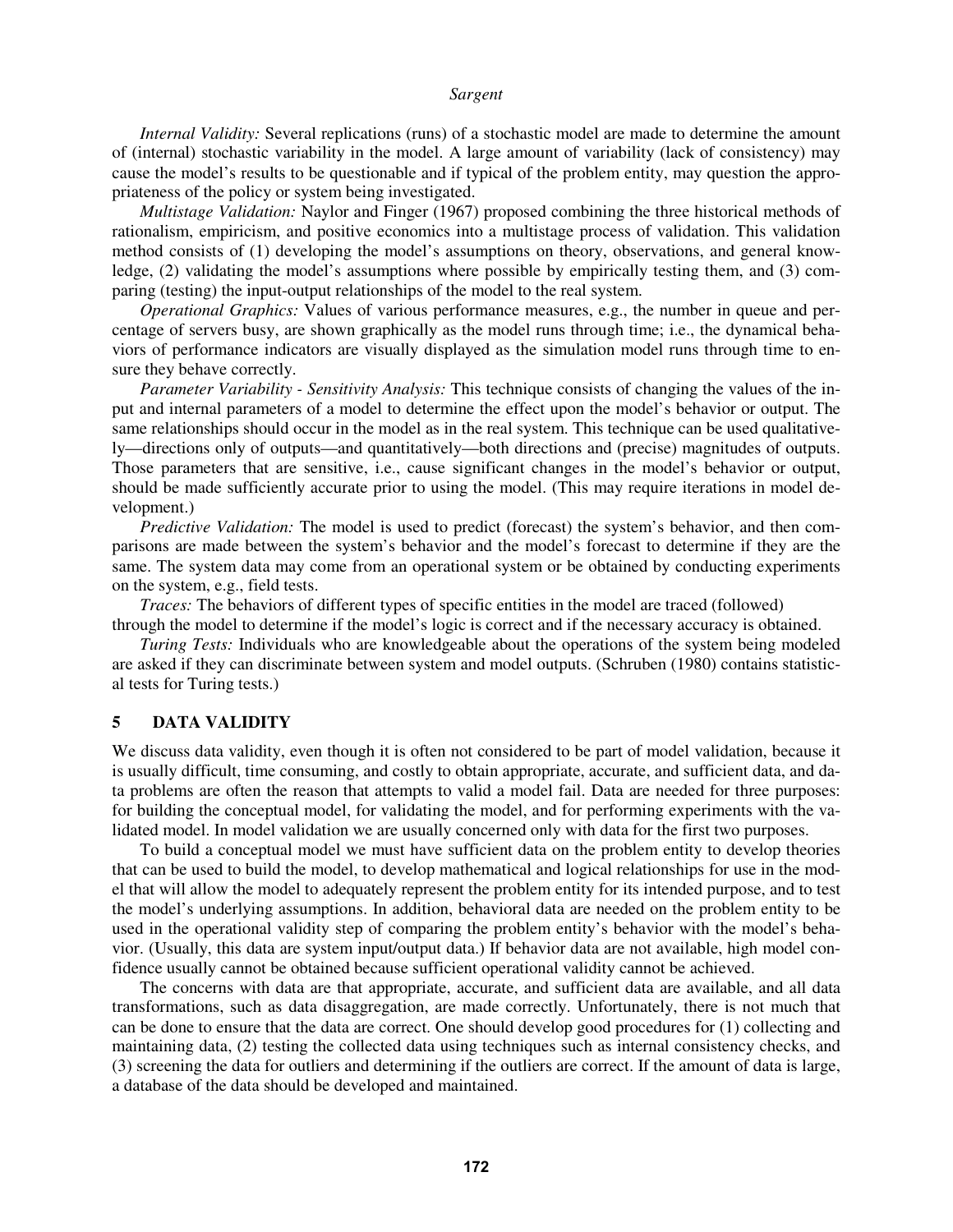*Internal Validity:* Several replications (runs) of a stochastic model are made to determine the amount of (internal) stochastic variability in the model. A large amount of variability (lack of consistency) may cause the model's results to be questionable and if typical of the problem entity, may question the appropriateness of the policy or system being investigated.

*Multistage Validation:* Naylor and Finger (1967) proposed combining the three historical methods of rationalism, empiricism, and positive economics into a multistage process of validation. This validation method consists of (1) developing the model's assumptions on theory, observations, and general knowledge, (2) validating the model's assumptions where possible by empirically testing them, and (3) comparing (testing) the input-output relationships of the model to the real system.

*Operational Graphics:* Values of various performance measures, e.g., the number in queue and percentage of servers busy, are shown graphically as the model runs through time; i.e., the dynamical behaviors of performance indicators are visually displayed as the simulation model runs through time to ensure they behave correctly.

*Parameter Variability - Sensitivity Analysis:* This technique consists of changing the values of the input and internal parameters of a model to determine the effect upon the model's behavior or output. The same relationships should occur in the model as in the real system. This technique can be used qualitatively—directions only of outputs—and quantitatively—both directions and (precise) magnitudes of outputs. Those parameters that are sensitive, i.e., cause significant changes in the model's behavior or output, should be made sufficiently accurate prior to using the model. (This may require iterations in model development.)

*Predictive Validation:* The model is used to predict (forecast) the system's behavior, and then comparisons are made between the system's behavior and the model's forecast to determine if they are the same. The system data may come from an operational system or be obtained by conducting experiments on the system, e.g., field tests.

*Traces:* The behaviors of different types of specific entities in the model are traced (followed) through the model to determine if the model's logic is correct and if the necessary accuracy is obtained.

*Turing Tests:* Individuals who are knowledgeable about the operations of the system being modeled are asked if they can discriminate between system and model outputs. (Schruben (1980) contains statistical tests for Turing tests.)

## 5 DATA VALIDITY

We discuss data validity, even though it is often not considered to be part of model validation, because it is usually difficult, time consuming, and costly to obtain appropriate, accurate, and sufficient data, and data problems are often the reason that attempts to valid a model fail. Data are needed for three purposes: for building the conceptual model, for validating the model, and for performing experiments with the validated model. In model validation we are usually concerned only with data for the first two purposes.

To build a conceptual model we must have sufficient data on the problem entity to develop theories that can be used to build the model, to develop mathematical and logical relationships for use in the model that will allow the model to adequately represent the problem entity for its intended purpose, and to test the model's underlying assumptions. In addition, behavioral data are needed on the problem entity to be used in the operational validity step of comparing the problem entity's behavior with the model's behavior. (Usually, this data are system input/output data.) If behavior data are not available, high model confidence usually cannot be obtained because sufficient operational validity cannot be achieved.

The concerns with data are that appropriate, accurate, and sufficient data are available, and all data transformations, such as data disaggregation, are made correctly. Unfortunately, there is not much that can be done to ensure that the data are correct. One should develop good procedures for (1) collecting and maintaining data, (2) testing the collected data using techniques such as internal consistency checks, and (3) screening the data for outliers and determining if the outliers are correct. If the amount of data is large, a database of the data should be developed and maintained.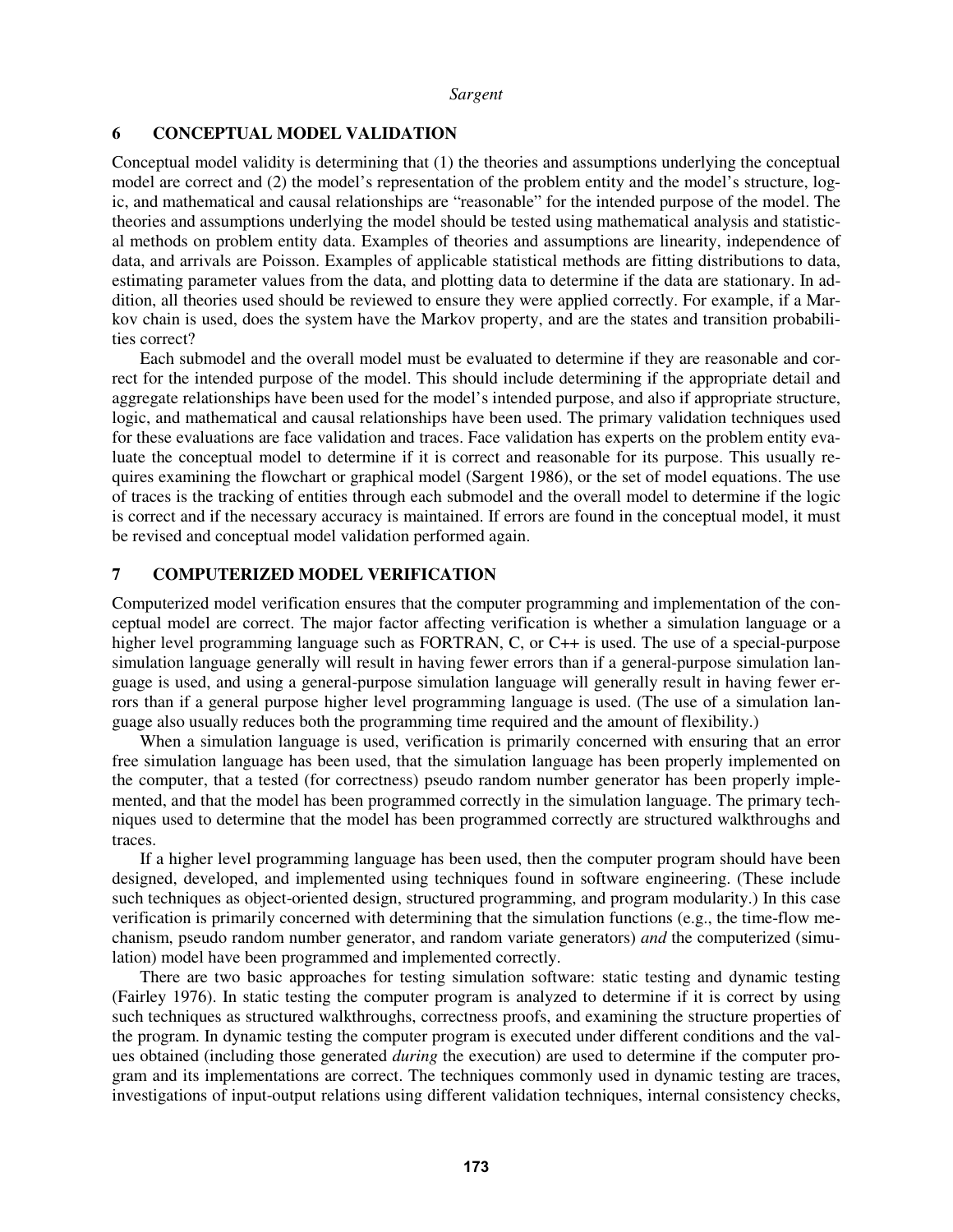## 6 CONCEPTUAL MODEL VALIDATION

Conceptual model validity is determining that (1) the theories and assumptions underlying the conceptual model are correct and (2) the model's representation of the problem entity and the model's structure, logic, and mathematical and causal relationships are "reasonable" for the intended purpose of the model. The theories and assumptions underlying the model should be tested using mathematical analysis and statistical methods on problem entity data. Examples of theories and assumptions are linearity, independence of data, and arrivals are Poisson. Examples of applicable statistical methods are fitting distributions to data, estimating parameter values from the data, and plotting data to determine if the data are stationary. In addition, all theories used should be reviewed to ensure they were applied correctly. For example, if a Markov chain is used, does the system have the Markov property, and are the states and transition probabilities correct?

Each submodel and the overall model must be evaluated to determine if they are reasonable and correct for the intended purpose of the model. This should include determining if the appropriate detail and aggregate relationships have been used for the model's intended purpose, and also if appropriate structure, logic, and mathematical and causal relationships have been used. The primary validation techniques used for these evaluations are face validation and traces. Face validation has experts on the problem entity evaluate the conceptual model to determine if it is correct and reasonable for its purpose. This usually requires examining the flowchart or graphical model (Sargent 1986), or the set of model equations. The use of traces is the tracking of entities through each submodel and the overall model to determine if the logic is correct and if the necessary accuracy is maintained. If errors are found in the conceptual model, it must be revised and conceptual model validation performed again.

## 7 COMPUTERIZED MODEL VERIFICATION

Computerized model verification ensures that the computer programming and implementation of the conceptual model are correct. The major factor affecting verification is whether a simulation language or a higher level programming language such as FORTRAN, C, or C++ is used. The use of a special-purpose simulation language generally will result in having fewer errors than if a general-purpose simulation language is used, and using a general-purpose simulation language will generally result in having fewer errors than if a general purpose higher level programming language is used. (The use of a simulation language also usually reduces both the programming time required and the amount of flexibility.)

When a simulation language is used, verification is primarily concerned with ensuring that an error free simulation language has been used, that the simulation language has been properly implemented on the computer, that a tested (for correctness) pseudo random number generator has been properly implemented, and that the model has been programmed correctly in the simulation language. The primary techniques used to determine that the model has been programmed correctly are structured walkthroughs and traces.

If a higher level programming language has been used, then the computer program should have been designed, developed, and implemented using techniques found in software engineering. (These include such techniques as object-oriented design, structured programming, and program modularity.) In this case verification is primarily concerned with determining that the simulation functions (e.g., the time-flow mechanism, pseudo random number generator, and random variate generators) *and* the computerized (simulation) model have been programmed and implemented correctly.

There are two basic approaches for testing simulation software: static testing and dynamic testing (Fairley 1976). In static testing the computer program is analyzed to determine if it is correct by using such techniques as structured walkthroughs, correctness proofs, and examining the structure properties of the program. In dynamic testing the computer program is executed under different conditions and the values obtained (including those generated *during* the execution) are used to determine if the computer program and its implementations are correct. The techniques commonly used in dynamic testing are traces, investigations of input-output relations using different validation techniques, internal consistency checks,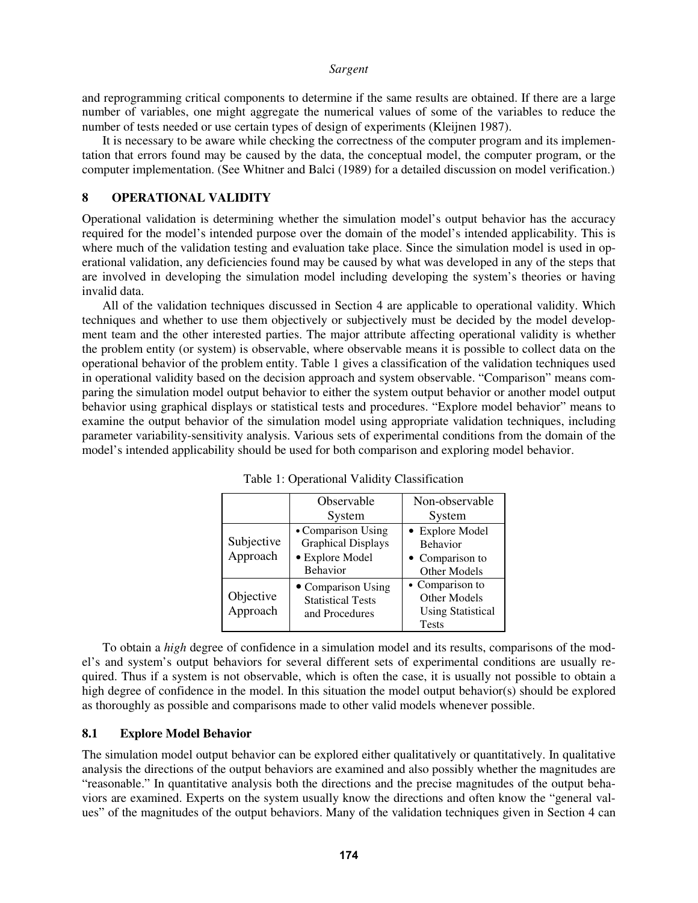and reprogramming critical components to determine if the same results are obtained. If there are a large number of variables, one might aggregate the numerical values of some of the variables to reduce the number of tests needed or use certain types of design of experiments (Kleijnen 1987).

It is necessary to be aware while checking the correctness of the computer program and its implementation that errors found may be caused by the data, the conceptual model, the computer program, or the computer implementation. (See Whitner and Balci (1989) for a detailed discussion on model verification.)

## 8 OPERATIONAL VALIDITY

Operational validation is determining whether the simulation model's output behavior has the accuracy required for the model's intended purpose over the domain of the model's intended applicability. This is where much of the validation testing and evaluation take place. Since the simulation model is used in operational validation, any deficiencies found may be caused by what was developed in any of the steps that are involved in developing the simulation model including developing the system's theories or having invalid data.

All of the validation techniques discussed in Section 4 are applicable to operational validity. Which techniques and whether to use them objectively or subjectively must be decided by the model development team and the other interested parties. The major attribute affecting operational validity is whether the problem entity (or system) is observable, where observable means it is possible to collect data on the operational behavior of the problem entity. Table 1 gives a classification of the validation techniques used in operational validity based on the decision approach and system observable. "Comparison" means comparing the simulation model output behavior to either the system output behavior or another model output behavior using graphical displays or statistical tests and procedures. "Explore model behavior" means to examine the output behavior of the simulation model using appropriate validation techniques, including parameter variability-sensitivity analysis. Various sets of experimental conditions from the domain of the model's intended applicability should be used for both comparison and exploring model behavior.

Table 1: Operational Validity Classification

| | Observable System | Non-observable System |
|---|---|---|
| Subjective Approach | • Comparison Using Graphical Displays<br>• Explore Model Behavior | • Explore Model Behavior<br>• Comparison to Other Models |
| Objective Approach | • Comparison Using Statistical Tests and Procedures | • Comparison to Other Models Using Statistical Tests |

To obtain a *high* degree of confidence in a simulation model and its results, comparisons of the model's and system's output behaviors for several different sets of experimental conditions are usually required. Thus if a system is not observable, which is often the case, it is usually not possible to obtain a high degree of confidence in the model. In this situation the model output behavior(s) should be explored as thoroughly as possible and comparisons made to other valid models whenever possible.

### 8.1 Explore Model Behavior

The simulation model output behavior can be explored either qualitatively or quantitatively. In qualitative analysis the directions of the output behaviors are examined and also possibly whether the magnitudes are "reasonable." In quantitative analysis both the directions and the precise magnitudes of the output behaviors are examined. Experts on the system usually know the directions and often know the "general values" of the magnitudes of the output behaviors. Many of the validation techniques given in Section 4 can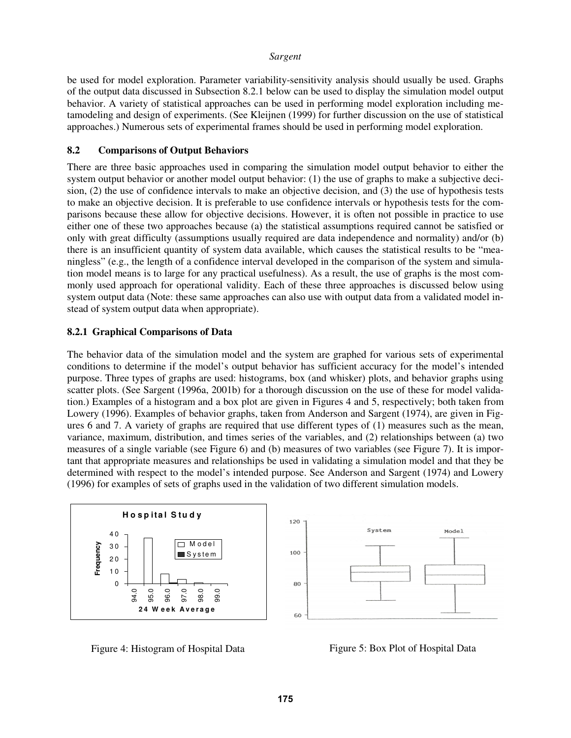be used for model exploration. Parameter variability-sensitivity analysis should usually be used. Graphs of the output data discussed in Subsection 8.2.1 below can be used to display the simulation model output behavior. A variety of statistical approaches can be used in performing model exploration including metamodeling and design of experiments. (See Kleijnen (1999) for further discussion on the use of statistical approaches.) Numerous sets of experimental frames should be used in performing model exploration.

## 8.2 Comparisons of Output Behaviors

There are three basic approaches used in comparing the simulation model output behavior to either the system output behavior or another model output behavior: (1) the use of graphs to make a subjective decision, (2) the use of confidence intervals to make an objective decision, and (3) the use of hypothesis tests to make an objective decision. It is preferable to use confidence intervals or hypothesis tests for the comparisons because these allow for objective decisions. However, it is often not possible in practice to use either one of these two approaches because (a) the statistical assumptions required cannot be satisfied or only with great difficulty (assumptions usually required are data independence and normality) and/or (b) there is an insufficient quantity of system data available, which causes the statistical results to be "meaningless" (e.g., the length of a confidence interval developed in the comparison of the system and simulation model means is to large for any practical usefulness). As a result, the use of graphs is the most commonly used approach for operational validity. Each of these three approaches is discussed below using system output data (Note: these same approaches can also use with output data from a validated model instead of system output data when appropriate).

### 8.2.1 Graphical Comparisons of Data

The behavior data of the simulation model and the system are graphed for various sets of experimental conditions to determine if the model's output behavior has sufficient accuracy for the model's intended purpose. Three types of graphs are used: histograms, box (and whisker) plots, and behavior graphs using scatter plots. (See Sargent (1996a, 2001b) for a thorough discussion on the use of these for model validation.) Examples of a histogram and a box plot are given in Figures 4 and 5, respectively; both taken from Lowery (1996). Examples of behavior graphs, taken from Anderson and Sargent (1974), are given in Figures 6 and 7. A variety of graphs are required that use different types of (1) measures such as the mean, variance, maximum, distribution, and times series of the variables, and (2) relationships between (a) two measures of a single variable (see Figure 6) and (b) measures of two variables (see Figure 7). It is important that appropriate measures and relationships be used in validating a simulation model and that they be determined with respect to the model's intended purpose. See Anderson and Sargent (1974) and Lowery (1996) for examples of sets of graphs used in the validation of two different simulation models.

Figure 4: Histogram of Hospital Data

Figure 5: Box Plot of Hospital Data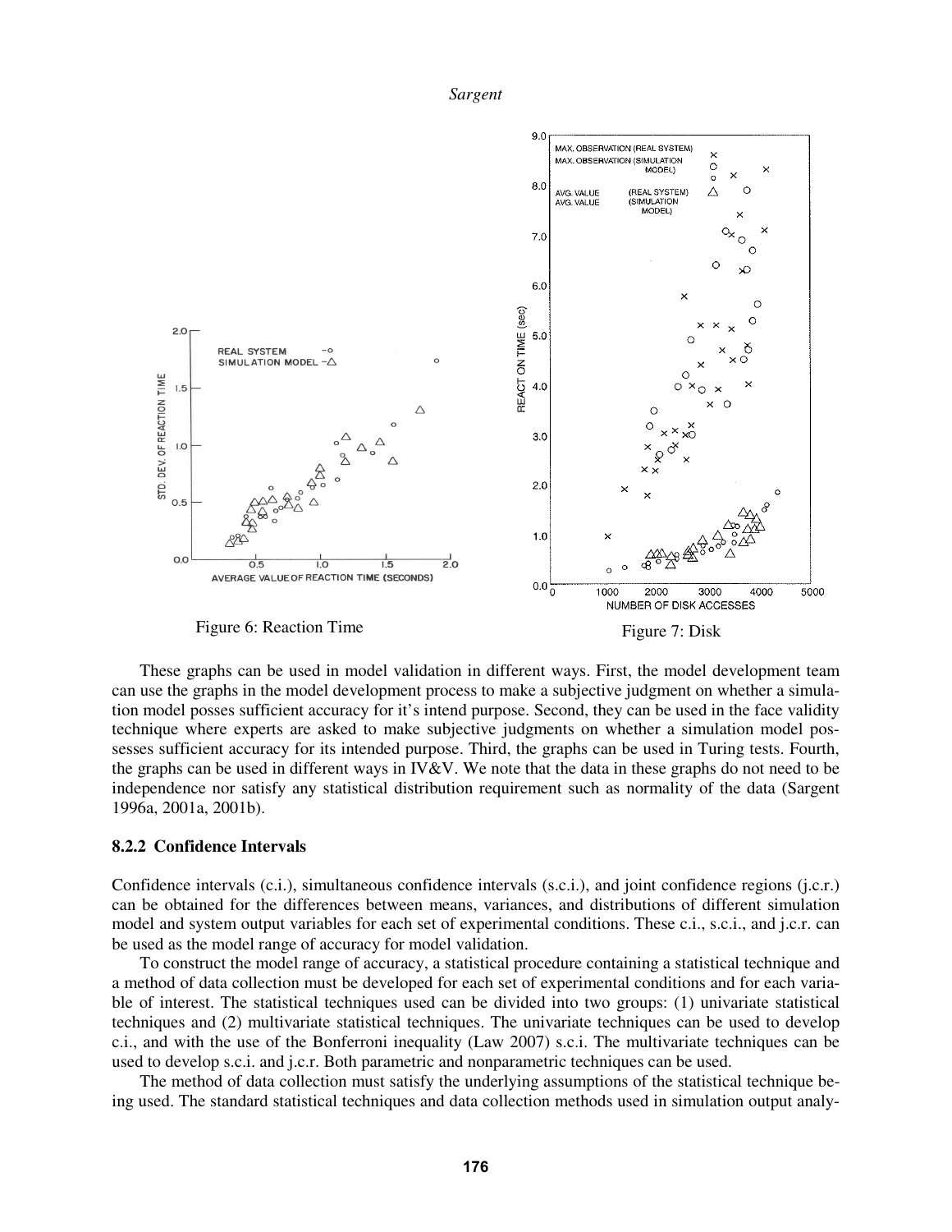2.0

REAL SYSTEM –o

SIMULATION MODEL –△

1.5

1.0

0.5

0.0

STD. DEV. OF REACTION TIME

0.5 1.0 1.5 2.0

AVERAGE VALUE OF REACTION TIME (SECONDS)

Figure 6: Reaction Time

9.0

8.0

7.0

6.0

5.0

4.0

3.0

2.0

1.0

0.0

MAX. OBSERVATION (REAL SYSTEM) ×

MAX. OBSERVATION (SIMULATION MODEL) ○

AVG. VALUE (REAL SYSTEM) o

AVG. VALUE (SIMULATION MODEL) △

REACT ON TIME (sec)

0 1000 2000 3000 4000 5000

NUMBER OF DISK ACCESSES

Figure 7: Disk

These graphs can be used in model validation in different ways. First, the model development team can use the graphs in the model development process to make a subjective judgment on whether a simulation model posses sufficient accuracy for it's intend purpose. Second, they can be used in the face validity technique where experts are asked to make subjective judgments on whether a simulation model possesses sufficient accuracy for its intended purpose. Third, the graphs can be used in Turing tests. Fourth, the graphs can be used in different ways in IV&V. We note that the data in these graphs do not need to be independence nor satisfy any statistical distribution requirement such as normality of the data (Sargent 1996a, 2001a, 2001b).

### 8.2.2 Confidence Intervals

Confidence intervals (c.i.), simultaneous confidence intervals (s.c.i.), and joint confidence regions (j.c.r.) can be obtained for the differences between means, variances, and distributions of different simulation model and system output variables for each set of experimental conditions. These c.i., s.c.i., and j.c.r. can be used as the model range of accuracy for model validation.

To construct the model range of accuracy, a statistical procedure containing a statistical technique and a method of data collection must be developed for each set of experimental conditions and for each variable of interest. The statistical techniques used can be divided into two groups: (1) univariate statistical techniques and (2) multivariate statistical techniques. The univariate techniques can be used to develop c.i., and with the use of the Bonferroni inequality (Law 2007) s.c.i. The multivariate techniques can be used to develop s.c.i. and j.c.r. Both parametric and nonparametric techniques can be used.

The method of data collection must satisfy the underlying assumptions of the statistical technique being used. The standard statistical techniques and data collection methods used in simulation output analy-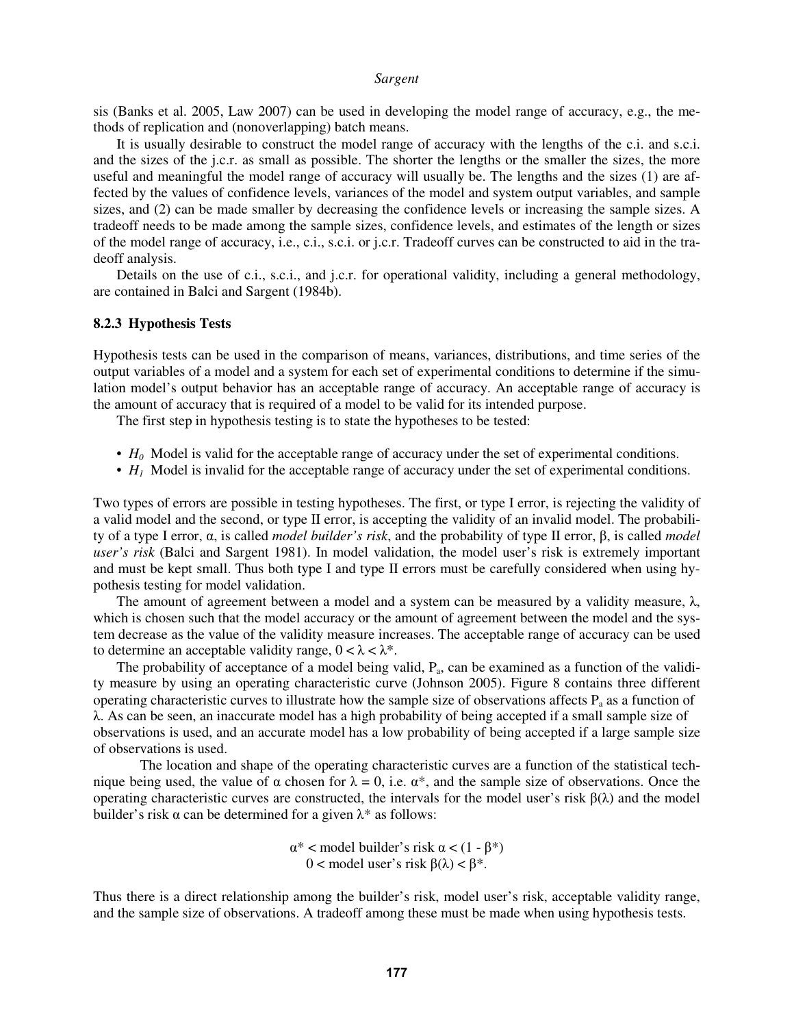sis (Banks et al. 2005, Law 2007) can be used in developing the model range of accuracy, e.g., the methods of replication and (nonoverlapping) batch means.

It is usually desirable to construct the model range of accuracy with the lengths of the c.i. and s.c.i. and the sizes of the j.c.r. as small as possible. The shorter the lengths or the smaller the sizes, the more useful and meaningful the model range of accuracy will usually be. The lengths and the sizes (1) are affected by the values of confidence levels, variances of the model and system output variables, and sample sizes, and (2) can be made smaller by decreasing the confidence levels or increasing the sample sizes. A tradeoff needs to be made among the sample sizes, confidence levels, and estimates of the length or sizes of the model range of accuracy, i.e., c.i., s.c.i. or j.c.r. Tradeoff curves can be constructed to aid in the tradeoff analysis.

Details on the use of c.i., s.c.i., and j.c.r. for operational validity, including a general methodology, are contained in Balci and Sargent (1984b).

### 8.2.3 Hypothesis Tests

Hypothesis tests can be used in the comparison of means, variances, distributions, and time series of the output variables of a model and a system for each set of experimental conditions to determine if the simulation model's output behavior has an acceptable range of accuracy. An acceptable range of accuracy is the amount of accuracy that is required of a model to be valid for its intended purpose.

The first step in hypothesis testing is to state the hypotheses to be tested:

- $H_0$ Model is valid for the acceptable range of accuracy under the set of experimental conditions.
- $H_1$ Model is invalid for the acceptable range of accuracy under the set of experimental conditions.

Two types of errors are possible in testing hypotheses. The first, or type I error, is rejecting the validity of a valid model and the second, or type II error, is accepting the validity of an invalid model. The probability of a type I error, $\alpha$, is called *model builder's risk*, and the probability of type II error, $\beta$, is called *model user's risk* (Balci and Sargent 1981). In model validation, the model user's risk is extremely important and must be kept small. Thus both type I and type II errors must be carefully considered when using hypothesis testing for model validation.

The amount of agreement between a model and a system can be measured by a validity measure, $\lambda$, which is chosen such that the model accuracy or the amount of agreement between the model and the system decrease as the value of the validity measure increases. The acceptable range of accuracy can be used to determine an acceptable validity range, $0 < \lambda < \lambda^*$.

The probability of acceptance of a model being valid, $P_a$, can be examined as a function of the validity measure by using an operating characteristic curve (Johnson 2005). Figure 8 contains three different operating characteristic curves to illustrate how the sample size of observations affects $P_a$ as a function of $\lambda$. As can be seen, an inaccurate model has a high probability of being accepted if a small sample size of observations is used, and an accurate model has a low probability of being accepted if a large sample size of observations is used.

The location and shape of the operating characteristic curves are a function of the statistical technique being used, the value of $\alpha$ chosen for $\lambda = 0$, i.e. $\alpha^*$, and the sample size of observations. Once the operating characteristic curves are constructed, the intervals for the model user's risk $\beta(\lambda)$ and the model builder's risk $\alpha$ can be determined for a given $\lambda^*$ as follows:

$$\alpha^* < \text{model builder's risk } \alpha < (1 - \beta^*)$$
$$0 < \text{model user's risk } \beta(\lambda) < \beta^*.$$

Thus there is a direct relationship among the builder's risk, model user's risk, acceptable validity range, and the sample size of observations. A tradeoff among these must be made when using hypothesis tests.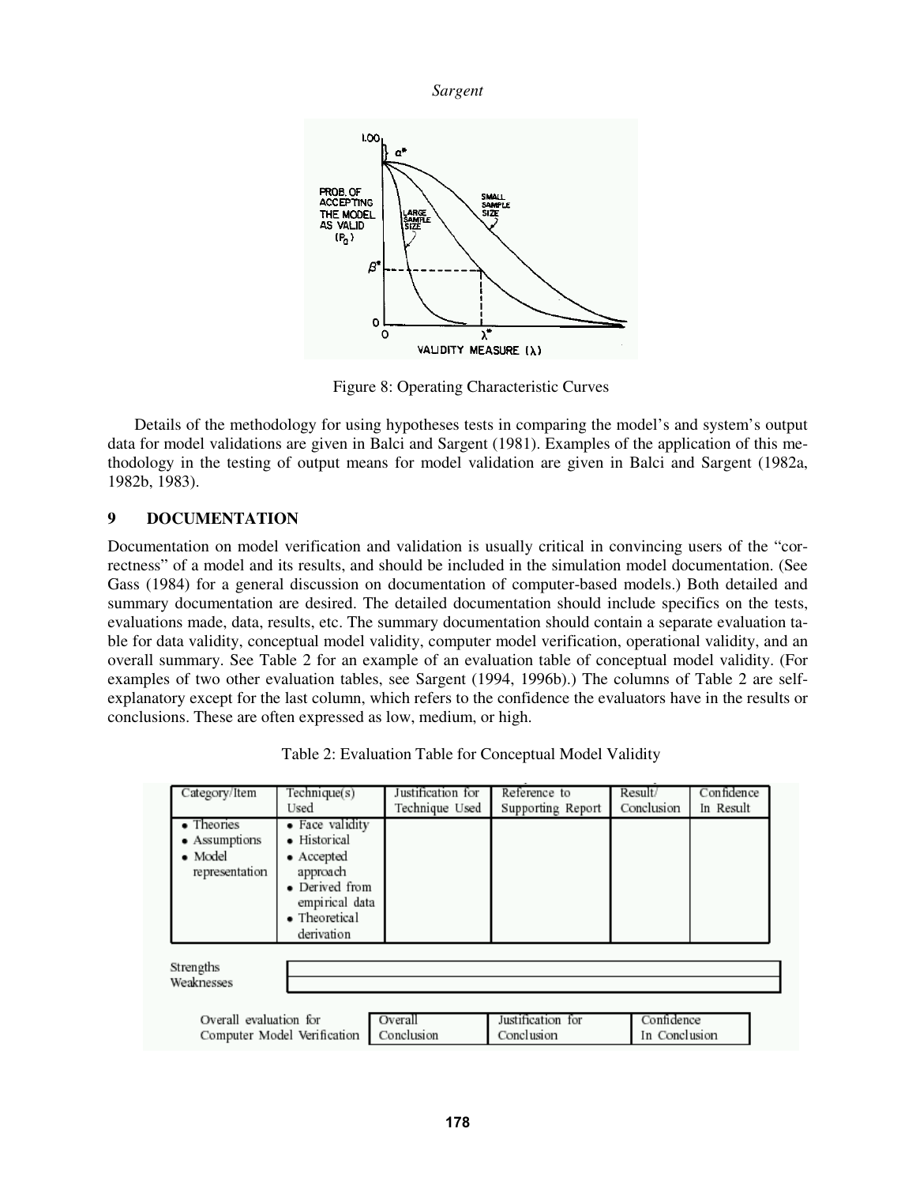Figure 8: Operating Characteristic Curves

Details of the methodology for using hypotheses tests in comparing the model's and system's output data for model validations are given in Balci and Sargent (1981). Examples of the application of this methodology in the testing of output means for model validation are given in Balci and Sargent (1982a, 1982b, 1983).

## 9 DOCUMENTATION

Documentation on model verification and validation is usually critical in convincing users of the "correctness" of a model and its results, and should be included in the simulation model documentation. (See Gass (1984) for a general discussion on documentation of computer-based models.) Both detailed and summary documentation are desired. The detailed documentation should include specifics on the tests, evaluations made, data, results, etc. The summary documentation should contain a separate evaluation table for data validity, conceptual model validity, computer model verification, operational validity, and an overall summary. See Table 2 for an example of an evaluation table of conceptual model validity. (For examples of two other evaluation tables, see Sargent (1994, 1996b).) The columns of Table 2 are self-explanatory except for the last column, which refers to the confidence the evaluators have in the results or conclusions. These are often expressed as low, medium, or high.

Table 2: Evaluation Table for Conceptual Model Validity

| Category/Item | Technique(s) Used | Justification for Technique Used | Reference to Supporting Report | Result/ Conclusion | Confidence In Result |
|---|---|---|---|---|---|
| • Theories<br>• Assumptions<br>• Model representation | • Face validity<br>• Historical<br>• Accepted approach<br>• Derived from empirical data<br>• Theoretical derivation | | | | |

| | |
|---|---|
| Strengths | |
| Weaknesses | |

| Overall evaluation for Computer Model Verification | Overall Conclusion | Justification for Conclusion | Confidence In Conclusion |
|---|---|---|---|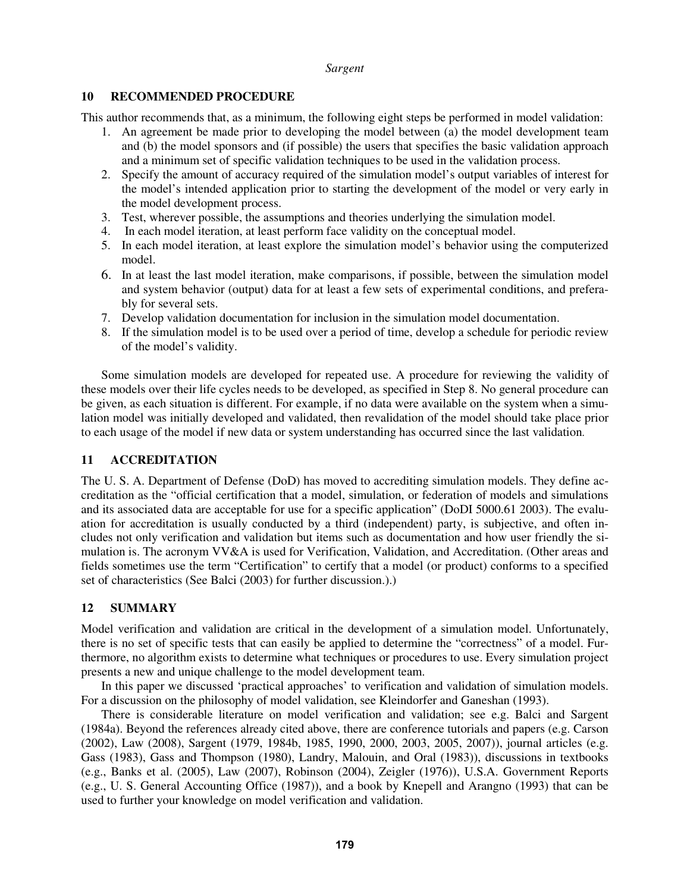## 10 RECOMMENDED PROCEDURE

This author recommends that, as a minimum, the following eight steps be performed in model validation:

1. An agreement be made prior to developing the model between (a) the model development team and (b) the model sponsors and (if possible) the users that specifies the basic validation approach and a minimum set of specific validation techniques to be used in the validation process.
2. Specify the amount of accuracy required of the simulation model's output variables of interest for the model's intended application prior to starting the development of the model or very early in the model development process.
3. Test, wherever possible, the assumptions and theories underlying the simulation model.
4. In each model iteration, at least perform face validity on the conceptual model.
5. In each model iteration, at least explore the simulation model's behavior using the computerized model.
6. In at least the last model iteration, make comparisons, if possible, between the simulation model and system behavior (output) data for at least a few sets of experimental conditions, and preferably for several sets.
7. Develop validation documentation for inclusion in the simulation model documentation.
8. If the simulation model is to be used over a period of time, develop a schedule for periodic review of the model's validity.

Some simulation models are developed for repeated use. A procedure for reviewing the validity of these models over their life cycles needs to be developed, as specified in Step 8. No general procedure can be given, as each situation is different. For example, if no data were available on the system when a simulation model was initially developed and validated, then revalidation of the model should take place prior to each usage of the model if new data or system understanding has occurred since the last validation.

## 11 ACCREDITATION

The U. S. A. Department of Defense (DoD) has moved to accrediting simulation models. They define accreditation as the "official certification that a model, simulation, or federation of models and simulations and its associated data are acceptable for use for a specific application" (DoDI 5000.61 2003). The evaluation for accreditation is usually conducted by a third (independent) party, is subjective, and often includes not only verification and validation but items such as documentation and how user friendly the simulation is. The acronym VV&A is used for Verification, Validation, and Accreditation. (Other areas and fields sometimes use the term "Certification" to certify that a model (or product) conforms to a specified set of characteristics (See Balci (2003) for further discussion.).)

## 12 SUMMARY

Model verification and validation are critical in the development of a simulation model. Unfortunately, there is no set of specific tests that can easily be applied to determine the "correctness" of a model. Furthermore, no algorithm exists to determine what techniques or procedures to use. Every simulation project presents a new and unique challenge to the model development team.

In this paper we discussed 'practical approaches' to verification and validation of simulation models. For a discussion on the philosophy of model validation, see Kleindorfer and Ganeshan (1993).

There is considerable literature on model verification and validation; see e.g. Balci and Sargent (1984a). Beyond the references already cited above, there are conference tutorials and papers (e.g. Carson (2002), Law (2008), Sargent (1979, 1984b, 1985, 1990, 2000, 2003, 2005, 2007)), journal articles (e.g. Gass (1983), Gass and Thompson (1980), Landry, Malouin, and Oral (1983)), discussions in textbooks (e.g., Banks et al. (2005), Law (2007), Robinson (2004), Zeigler (1976)), U.S.A. Government Reports (e.g., U. S. General Accounting Office (1987)), and a book by Knepell and Arangno (1993) that can be used to further your knowledge on model verification and validation.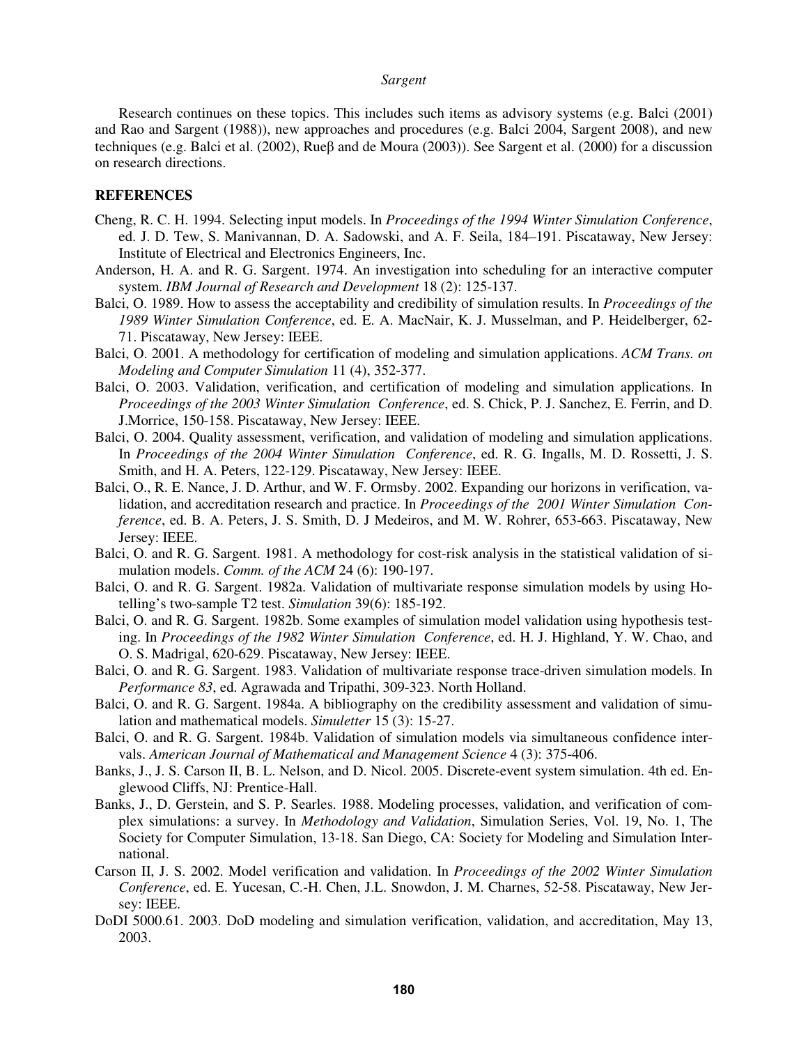Research continues on these topics. This includes such items as advisory systems (e.g. Balci (2001) and Rao and Sargent (1988)), new approaches and procedures (e.g. Balci 2004, Sargent 2008), and new techniques (e.g. Balci et al. (2002), Rueβ and de Moura (2003)). See Sargent et al. (2000) for a discussion on research directions.

## REFERENCES

Cheng, R. C. H. 1994. Selecting input models. In *Proceedings of the 1994 Winter Simulation Conference*, ed. J. D. Tew, S. Manivannan, D. A. Sadowski, and A. F. Seila, 184–191. Piscataway, New Jersey: Institute of Electrical and Electronics Engineers, Inc.

Anderson, H. A. and R. G. Sargent. 1974. An investigation into scheduling for an interactive computer system. *IBM Journal of Research and Development* 18 (2): 125-137.

Balci, O. 1989. How to assess the acceptability and credibility of simulation results. In *Proceedings of the 1989 Winter Simulation Conference*, ed. E. A. MacNair, K. J. Musselman, and P. Heidelberger, 62-71. Piscataway, New Jersey: IEEE.

Balci, O. 2001. A methodology for certification of modeling and simulation applications. *ACM Trans. on Modeling and Computer Simulation* 11 (4), 352-377.

Balci, O. 2003. Validation, verification, and certification of modeling and simulation applications. In *Proceedings of the 2003 Winter Simulation Conference*, ed. S. Chick, P. J. Sanchez, E. Ferrin, and D. J.Morrice, 150-158. Piscataway, New Jersey: IEEE.

Balci, O. 2004. Quality assessment, verification, and validation of modeling and simulation applications. In *Proceedings of the 2004 Winter Simulation Conference*, ed. R. G. Ingalls, M. D. Rossetti, J. S. Smith, and H. A. Peters, 122-129. Piscataway, New Jersey: IEEE.

Balci, O., R. E. Nance, J. D. Arthur, and W. F. Ormsby. 2002. Expanding our horizons in verification, validation, and accreditation research and practice. In *Proceedings of the 2001 Winter Simulation Conference*, ed. B. A. Peters, J. S. Smith, D. J Medeiros, and M. W. Rohrer, 653-663. Piscataway, New Jersey: IEEE.

Balci, O. and R. G. Sargent. 1981. A methodology for cost-risk analysis in the statistical validation of simulation models. *Comm. of the ACM* 24 (6): 190-197.

Balci, O. and R. G. Sargent. 1982a. Validation of multivariate response simulation models by using Hotelling's two-sample T2 test. *Simulation* 39(6): 185-192.

Balci, O. and R. G. Sargent. 1982b. Some examples of simulation model validation using hypothesis testing. In *Proceedings of the 1982 Winter Simulation Conference*, ed. H. J. Highland, Y. W. Chao, and O. S. Madrigal, 620-629. Piscataway, New Jersey: IEEE.

Balci, O. and R. G. Sargent. 1983. Validation of multivariate response trace-driven simulation models. In *Performance 83*, ed. Agrawada and Tripathi, 309-323. North Holland.

Balci, O. and R. G. Sargent. 1984a. A bibliography on the credibility assessment and validation of simulation and mathematical models. *Simuletter* 15 (3): 15-27.

Balci, O. and R. G. Sargent. 1984b. Validation of simulation models via simultaneous confidence intervals. *American Journal of Mathematical and Management Science* 4 (3): 375-406.

Banks, J., J. S. Carson II, B. L. Nelson, and D. Nicol. 2005. Discrete-event system simulation. 4th ed. Englewood Cliffs, NJ: Prentice-Hall.

Banks, J., D. Gerstein, and S. P. Searles. 1988. Modeling processes, validation, and verification of complex simulations: a survey. In *Methodology and Validation*, Simulation Series, Vol. 19, No. 1, The Society for Computer Simulation, 13-18. San Diego, CA: Society for Modeling and Simulation International.

Carson II, J. S. 2002. Model verification and validation. In *Proceedings of the 2002 Winter Simulation Conference*, ed. E. Yucesan, C.-H. Chen, J.L. Snowdon, J. M. Charnes, 52-58. Piscataway, New Jersey: IEEE.

DoDI 5000.61. 2003. DoD modeling and simulation verification, validation, and accreditation, May 13, 2003.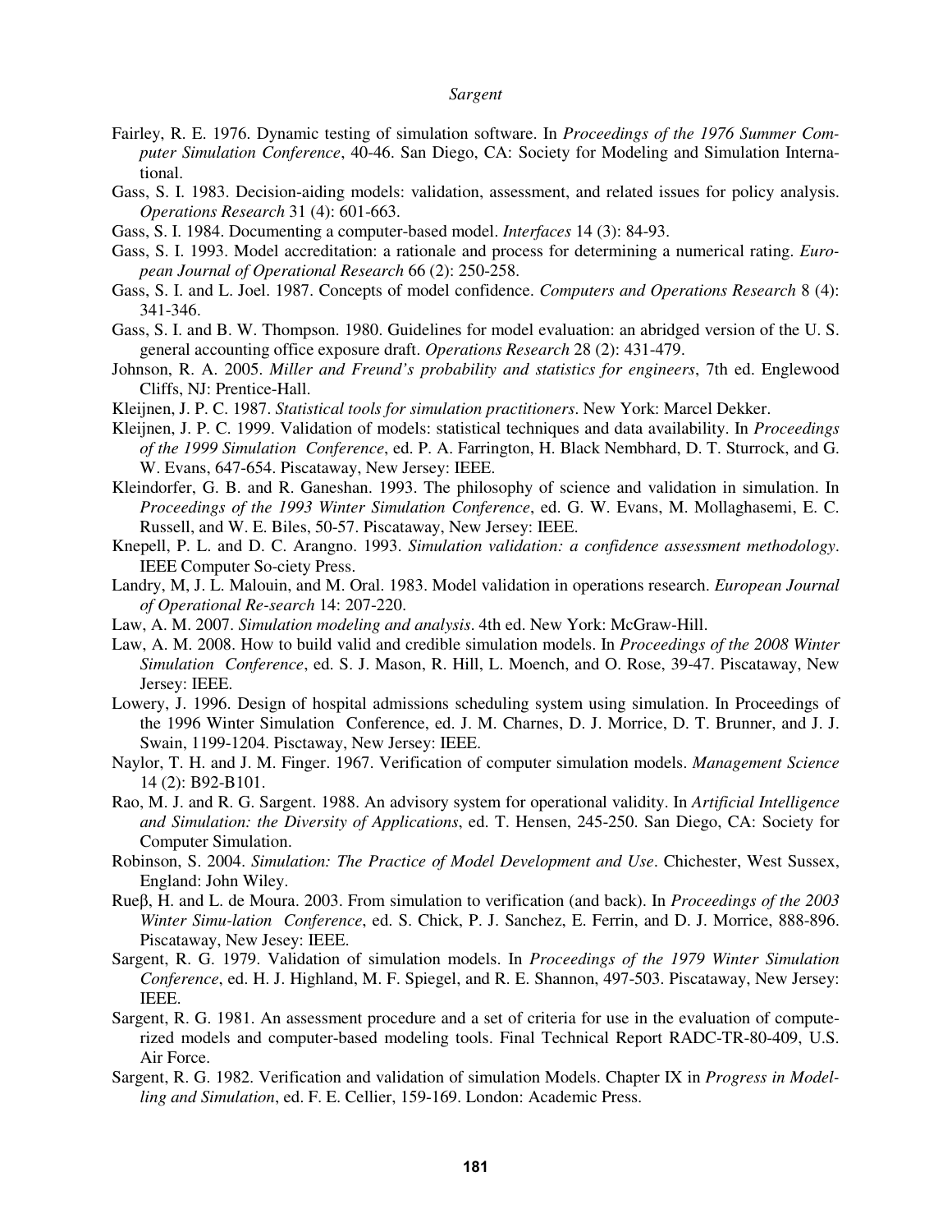Fairley, R. E. 1976. Dynamic testing of simulation software. In *Proceedings of the 1976 Summer Computer Simulation Conference*, 40-46. San Diego, CA: Society for Modeling and Simulation International.

Gass, S. I. 1983. Decision-aiding models: validation, assessment, and related issues for policy analysis. *Operations Research* 31 (4): 601-663.

Gass, S. I. 1984. Documenting a computer-based model. *Interfaces* 14 (3): 84-93.

Gass, S. I. 1993. Model accreditation: a rationale and process for determining a numerical rating. *European Journal of Operational Research* 66 (2): 250-258.

Gass, S. I. and L. Joel. 1987. Concepts of model confidence. *Computers and Operations Research* 8 (4): 341-346.

Gass, S. I. and B. W. Thompson. 1980. Guidelines for model evaluation: an abridged version of the U. S. general accounting office exposure draft. *Operations Research* 28 (2): 431-479.

Johnson, R. A. 2005. *Miller and Freund's probability and statistics for engineers*, 7th ed. Englewood Cliffs, NJ: Prentice-Hall.

Kleijnen, J. P. C. 1987. *Statistical tools for simulation practitioners*. New York: Marcel Dekker.

Kleijnen, J. P. C. 1999. Validation of models: statistical techniques and data availability. In *Proceedings of the 1999 Simulation Conference*, ed. P. A. Farrington, H. Black Nembhard, D. T. Sturrock, and G. W. Evans, 647-654. Piscataway, New Jersey: IEEE.

Kleindorfer, G. B. and R. Ganeshan. 1993. The philosophy of science and validation in simulation. In *Proceedings of the 1993 Winter Simulation Conference*, ed. G. W. Evans, M. Mollaghasemi, E. C. Russell, and W. E. Biles, 50-57. Piscataway, New Jersey: IEEE.

Knepell, P. L. and D. C. Arangno. 1993. *Simulation validation: a confidence assessment methodology*. IEEE Computer So-ciety Press.

Landry, M, J. L. Malouin, and M. Oral. 1983. Model validation in operations research. *European Journal of Operational Re-search* 14: 207-220.

Law, A. M. 2007. *Simulation modeling and analysis*. 4th ed. New York: McGraw-Hill.

Law, A. M. 2008. How to build valid and credible simulation models. In *Proceedings of the 2008 Winter Simulation Conference*, ed. S. J. Mason, R. Hill, L. Moench, and O. Rose, 39-47. Piscataway, New Jersey: IEEE.

Lowery, J. 1996. Design of hospital admissions scheduling system using simulation. In Proceedings of the 1996 Winter Simulation Conference, ed. J. M. Charnes, D. J. Morrice, D. T. Brunner, and J. J. Swain, 1199-1204. Pisctaway, New Jersey: IEEE.

Naylor, T. H. and J. M. Finger. 1967. Verification of computer simulation models. *Management Science* 14 (2): B92-B101.

Rao, M. J. and R. G. Sargent. 1988. An advisory system for operational validity. In *Artificial Intelligence and Simulation: the Diversity of Applications*, ed. T. Hensen, 245-250. San Diego, CA: Society for Computer Simulation.

Robinson, S. 2004. *Simulation: The Practice of Model Development and Use*. Chichester, West Sussex, England: John Wiley.

Rueβ, H. and L. de Moura. 2003. From simulation to verification (and back). In *Proceedings of the 2003 Winter Simu-lation Conference*, ed. S. Chick, P. J. Sanchez, E. Ferrin, and D. J. Morrice, 888-896. Piscataway, New Jesey: IEEE.

Sargent, R. G. 1979. Validation of simulation models. In *Proceedings of the 1979 Winter Simulation Conference*, ed. H. J. Highland, M. F. Spiegel, and R. E. Shannon, 497-503. Piscataway, New Jersey: IEEE.

Sargent, R. G. 1981. An assessment procedure and a set of criteria for use in the evaluation of computerized models and computer-based modeling tools. Final Technical Report RADC-TR-80-409, U.S. Air Force.

Sargent, R. G. 1982. Verification and validation of simulation Models. Chapter IX in *Progress in Modelling and Simulation*, ed. F. E. Cellier, 159-169. London: Academic Press.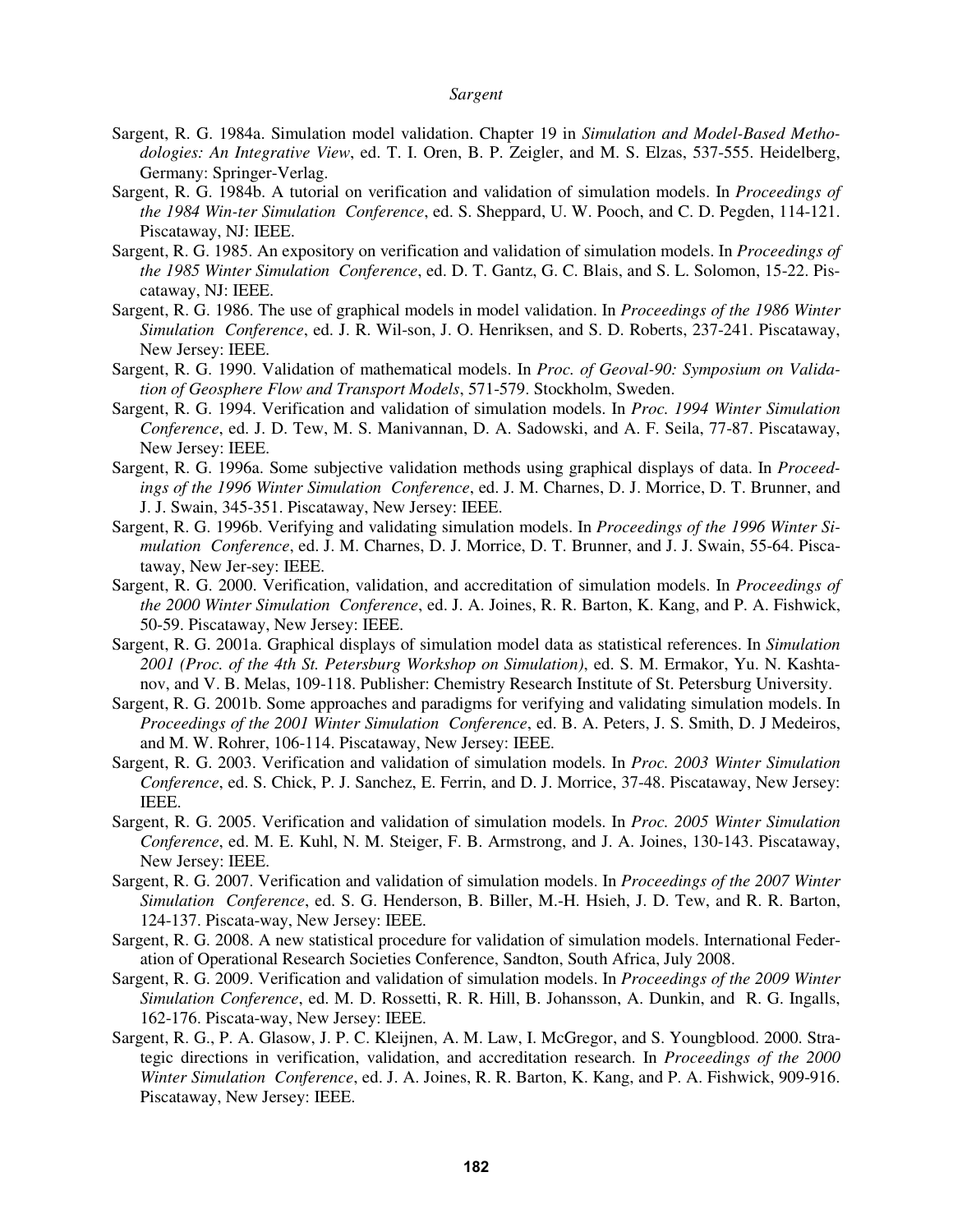Sargent, R. G. 1984a. Simulation model validation. Chapter 19 in *Simulation and Model-Based Methodologies: An Integrative View*, ed. T. I. Oren, B. P. Zeigler, and M. S. Elzas, 537-555. Heidelberg, Germany: Springer-Verlag.

Sargent, R. G. 1984b. A tutorial on verification and validation of simulation models. In *Proceedings of the 1984 Win-ter Simulation Conference*, ed. S. Sheppard, U. W. Pooch, and C. D. Pegden, 114-121. Piscataway, NJ: IEEE.

Sargent, R. G. 1985. An expository on verification and validation of simulation models. In *Proceedings of the 1985 Winter Simulation Conference*, ed. D. T. Gantz, G. C. Blais, and S. L. Solomon, 15-22. Piscataway, NJ: IEEE.

Sargent, R. G. 1986. The use of graphical models in model validation. In *Proceedings of the 1986 Winter Simulation Conference*, ed. J. R. Wil-son, J. O. Henriksen, and S. D. Roberts, 237-241. Piscataway, New Jersey: IEEE.

Sargent, R. G. 1990. Validation of mathematical models. In *Proc. of Geoval-90: Symposium on Validation of Geosphere Flow and Transport Models*, 571-579. Stockholm, Sweden.

Sargent, R. G. 1994. Verification and validation of simulation models. In *Proc. 1994 Winter Simulation Conference*, ed. J. D. Tew, M. S. Manivannan, D. A. Sadowski, and A. F. Seila, 77-87. Piscataway, New Jersey: IEEE.

Sargent, R. G. 1996a. Some subjective validation methods using graphical displays of data. In *Proceedings of the 1996 Winter Simulation Conference*, ed. J. M. Charnes, D. J. Morrice, D. T. Brunner, and J. J. Swain, 345-351. Piscataway, New Jersey: IEEE.

Sargent, R. G. 1996b. Verifying and validating simulation models. In *Proceedings of the 1996 Winter Simulation Conference*, ed. J. M. Charnes, D. J. Morrice, D. T. Brunner, and J. J. Swain, 55-64. Piscataway, New Jer-sey: IEEE.

Sargent, R. G. 2000. Verification, validation, and accreditation of simulation models. In *Proceedings of the 2000 Winter Simulation Conference*, ed. J. A. Joines, R. R. Barton, K. Kang, and P. A. Fishwick, 50-59. Piscataway, New Jersey: IEEE.

Sargent, R. G. 2001a. Graphical displays of simulation model data as statistical references. In *Simulation 2001 (Proc. of the 4th St. Petersburg Workshop on Simulation)*, ed. S. M. Ermakor, Yu. N. Kashtanov, and V. B. Melas, 109-118. Publisher: Chemistry Research Institute of St. Petersburg University.

Sargent, R. G. 2001b. Some approaches and paradigms for verifying and validating simulation models. In *Proceedings of the 2001 Winter Simulation Conference*, ed. B. A. Peters, J. S. Smith, D. J Medeiros, and M. W. Rohrer, 106-114. Piscataway, New Jersey: IEEE.

Sargent, R. G. 2003. Verification and validation of simulation models. In *Proc. 2003 Winter Simulation Conference*, ed. S. Chick, P. J. Sanchez, E. Ferrin, and D. J. Morrice, 37-48. Piscataway, New Jersey: IEEE.

Sargent, R. G. 2005. Verification and validation of simulation models. In *Proc. 2005 Winter Simulation Conference*, ed. M. E. Kuhl, N. M. Steiger, F. B. Armstrong, and J. A. Joines, 130-143. Piscataway, New Jersey: IEEE.

Sargent, R. G. 2007. Verification and validation of simulation models. In *Proceedings of the 2007 Winter Simulation Conference*, ed. S. G. Henderson, B. Biller, M.-H. Hsieh, J. D. Tew, and R. R. Barton, 124-137. Piscata-way, New Jersey: IEEE.

Sargent, R. G. 2008. A new statistical procedure for validation of simulation models. International Federation of Operational Research Societies Conference, Sandton, South Africa, July 2008.

Sargent, R. G. 2009. Verification and validation of simulation models. In *Proceedings of the 2009 Winter Simulation Conference*, ed. M. D. Rossetti, R. R. Hill, B. Johansson, A. Dunkin, and R. G. Ingalls, 162-176. Piscata-way, New Jersey: IEEE.

Sargent, R. G., P. A. Glasow, J. P. C. Kleijnen, A. M. Law, I. McGregor, and S. Youngblood. 2000. Strategic directions in verification, validation, and accreditation research. In *Proceedings of the 2000 Winter Simulation Conference*, ed. J. A. Joines, R. R. Barton, K. Kang, and P. A. Fishwick, 909-916. Piscataway, New Jersey: IEEE.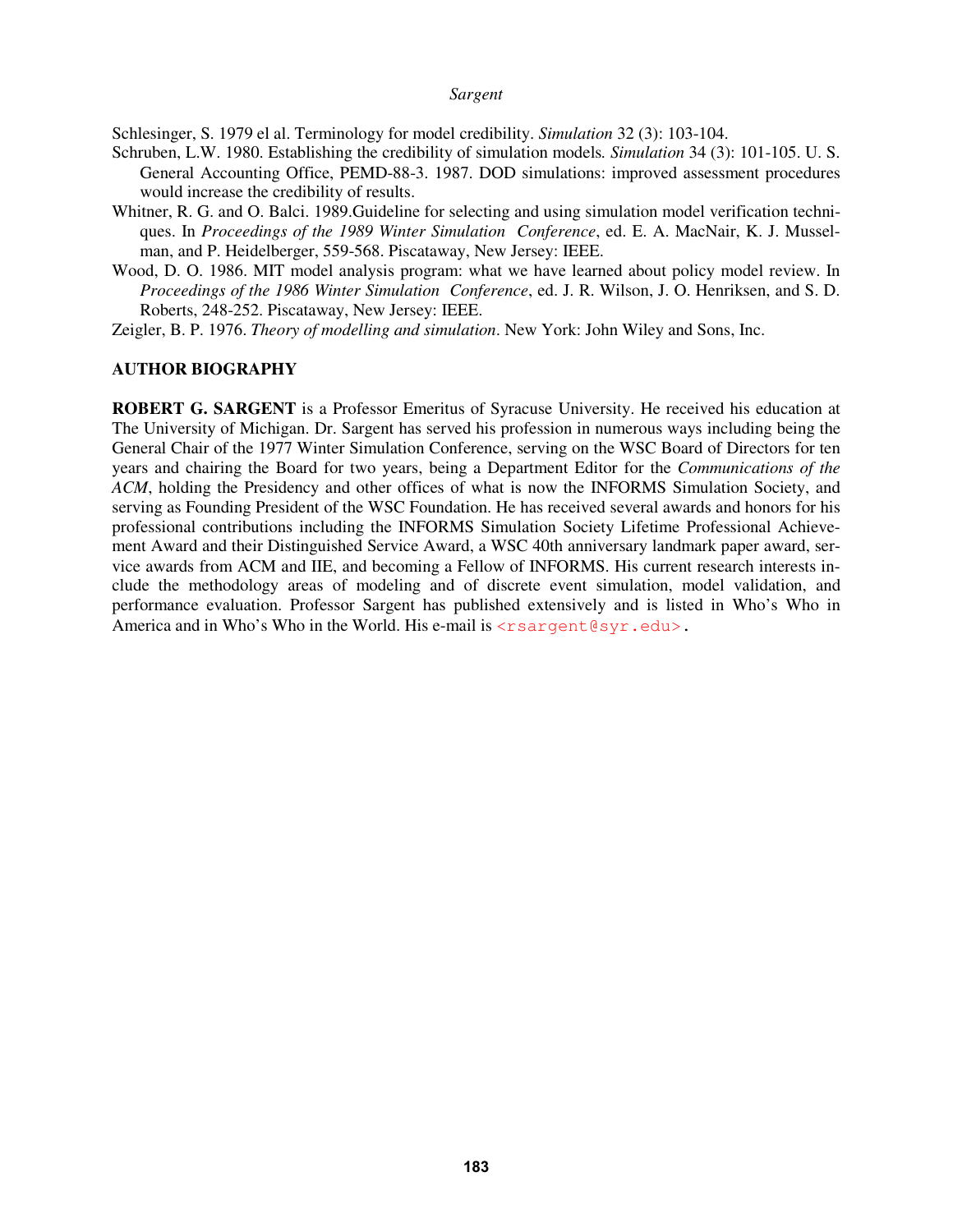Schlesinger, S. 1979 el al. Terminology for model credibility. *Simulation* 32 (3): 103-104.

Schruben, L.W. 1980. Establishing the credibility of simulation models. *Simulation* 34 (3): 101-105. U. S. General Accounting Office, PEMD-88-3. 1987. DOD simulations: improved assessment procedures would increase the credibility of results.

Whitner, R. G. and O. Balci. 1989.Guideline for selecting and using simulation model verification techniques. In *Proceedings of the 1989 Winter Simulation Conference*, ed. E. A. MacNair, K. J. Musselman, and P. Heidelberger, 559-568. Piscataway, New Jersey: IEEE.

Wood, D. O. 1986. MIT model analysis program: what we have learned about policy model review. In *Proceedings of the 1986 Winter Simulation Conference*, ed. J. R. Wilson, J. O. Henriksen, and S. D. Roberts, 248-252. Piscataway, New Jersey: IEEE.

Zeigler, B. P. 1976. *Theory of modelling and simulation*. New York: John Wiley and Sons, Inc.

## AUTHOR BIOGRAPHY

**ROBERT G. SARGENT** is a Professor Emeritus of Syracuse University. He received his education at The University of Michigan. Dr. Sargent has served his profession in numerous ways including being the General Chair of the 1977 Winter Simulation Conference, serving on the WSC Board of Directors for ten years and chairing the Board for two years, being a Department Editor for the *Communications of the ACM*, holding the Presidency and other offices of what is now the INFORMS Simulation Society, and serving as Founding President of the WSC Foundation. He has received several awards and honors for his professional contributions including the INFORMS Simulation Society Lifetime Professional Achievement Award and their Distinguished Service Award, a WSC 40th anniversary landmark paper award, service awards from ACM and IIE, and becoming a Fellow of INFORMS. His current research interests include the methodology areas of modeling and of discrete event simulation, model validation, and performance evaluation. Professor Sargent has published extensively and is listed in Who's Who in America and in Who's Who in the World. His e-mail is <rsargent@syr.edu>.